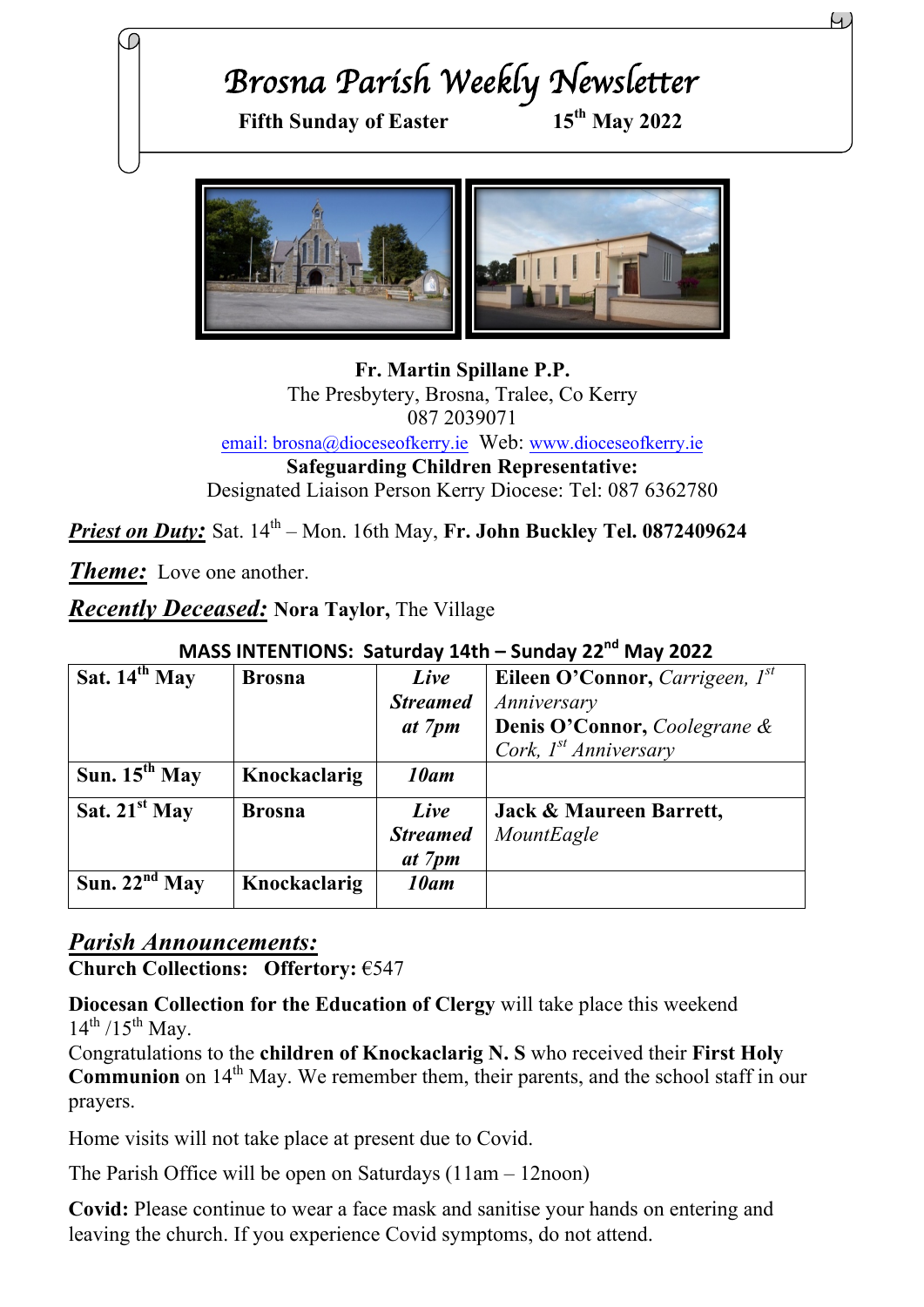# Brosna Parish Weekly Newsletter

**Fifth Sunday of Easter** **15th May 2022**

**Fr. Martin Spillane P.P.**
The Presbytery, Brosna, Tralee, Co Kerry
087 2039071
email: brosna@dioceseofkerry.ie Web: www.dioceseofkerry.ie
**Safeguarding Children Representative:**
Designated Liaison Person Kerry Diocese: Tel: 087 6362780

***Priest on Duty:*** Sat. 14th – Mon. 16th May, **Fr. John Buckley Tel. 0872409624**

***Theme:*** Love one another.

***Recently Deceased:*** **Nora Taylor,** The Village

**MASS INTENTIONS: Saturday 14th – Sunday 22nd May 2022**

| **Sat. 14th May** | **Brosna** | ***Live Streamed at 7pm*** | **Eileen O'Connor,** *Carrigeen, 1st Anniversary* **Denis O'Connor,** *Coolegrane & Cork, 1st Anniversary* |
|---|---|---|---|
| **Sun. 15th May** | **Knockaclarig** | ***10am*** | |
| **Sat. 21st May** | **Brosna** | ***Live Streamed at 7pm*** | **Jack & Maureen Barrett,** *MountEagle* |
| **Sun. 22nd May** | **Knockaclarig** | ***10am*** | |

## ***Parish Announcements:***

**Church Collections: Offertory:** €547

**Diocesan Collection for the Education of Clergy** will take place this weekend 14th /15th May.

Congratulations to the **children of Knockaclarig N. S** who received their **First Holy Communion** on 14th May. We remember them, their parents, and the school staff in our prayers.

Home visits will not take place at present due to Covid.

The Parish Office will be open on Saturdays (11am – 12noon)

**Covid:** Please continue to wear a face mask and sanitise your hands on entering and leaving the church. If you experience Covid symptoms, do not attend.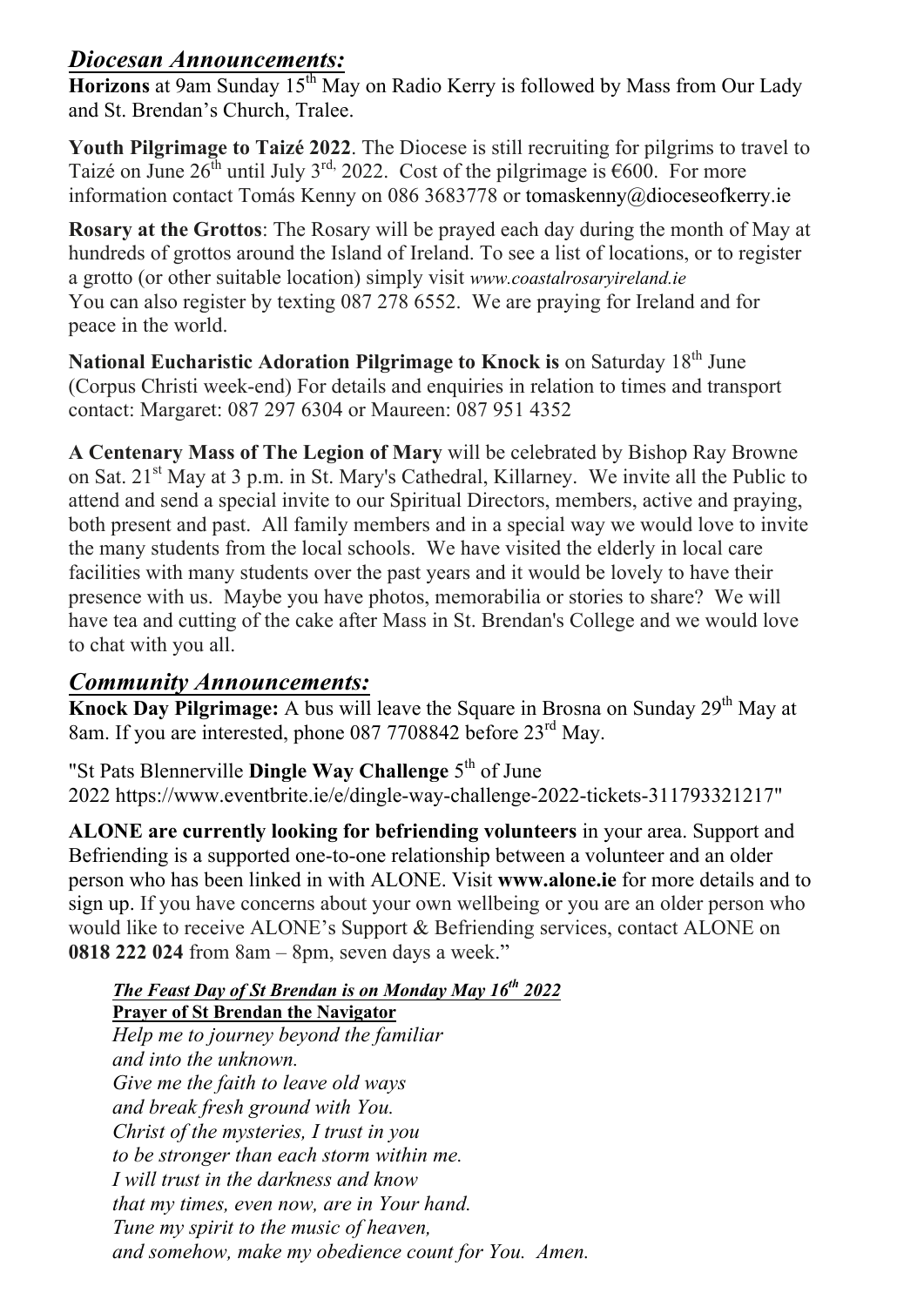## *Diocesan Announcements:*

**Horizons** at 9am Sunday 15th May on Radio Kerry is followed by Mass from Our Lady and St. Brendan's Church, Tralee.

**Youth Pilgrimage to Taizé 2022**. The Diocese is still recruiting for pilgrims to travel to Taizé on June 26th until July 3rd, 2022. Cost of the pilgrimage is €600. For more information contact Tomás Kenny on 086 3683778 or tomaskenny@dioceseofkerry.ie

**Rosary at the Grottos**: The Rosary will be prayed each day during the month of May at hundreds of grottos around the Island of Ireland. To see a list of locations, or to register a grotto (or other suitable location) simply visit *www.coastalrosaryireland.ie*
You can also register by texting 087 278 6552. We are praying for Ireland and for peace in the world.

**National Eucharistic Adoration Pilgrimage to Knock is** on Saturday 18th June (Corpus Christi week-end) For details and enquiries in relation to times and transport contact: Margaret: 087 297 6304 or Maureen: 087 951 4352

**A Centenary Mass of The Legion of Mary** will be celebrated by Bishop Ray Browne on Sat. 21st May at 3 p.m. in St. Mary's Cathedral, Killarney. We invite all the Public to attend and send a special invite to our Spiritual Directors, members, active and praying, both present and past. All family members and in a special way we would love to invite the many students from the local schools. We have visited the elderly in local care facilities with many students over the past years and it would be lovely to have their presence with us. Maybe you have photos, memorabilia or stories to share? We will have tea and cutting of the cake after Mass in St. Brendan's College and we would love to chat with you all.

## *Community Announcements:*

**Knock Day Pilgrimage:** A bus will leave the Square in Brosna on Sunday 29th May at 8am. If you are interested, phone 087 7708842 before 23rd May.

"St Pats Blennerville **Dingle Way Challenge** 5th of June 2022 https://www.eventbrite.ie/e/dingle-way-challenge-2022-tickets-311793321217"

**ALONE are currently looking for befriending volunteers** in your area. Support and Befriending is a supported one-to-one relationship between a volunteer and an older person who has been linked in with ALONE. Visit **www.alone.ie** for more details and to sign up. If you have concerns about your own wellbeing or you are an older person who would like to receive ALONE's Support & Befriending services, contact ALONE on **0818 222 024** from 8am – 8pm, seven days a week."

***The Feast Day of St Brendan is on Monday May 16th 2022***

**Prayer of St Brendan the Navigator**

*Help me to journey beyond the familiar*
*and into the unknown.*
*Give me the faith to leave old ways*
*and break fresh ground with You.*
*Christ of the mysteries, I trust in you*
*to be stronger than each storm within me.*
*I will trust in the darkness and know*
*that my times, even now, are in Your hand.*
*Tune my spirit to the music of heaven,*
*and somehow, make my obedience count for You. Amen.*